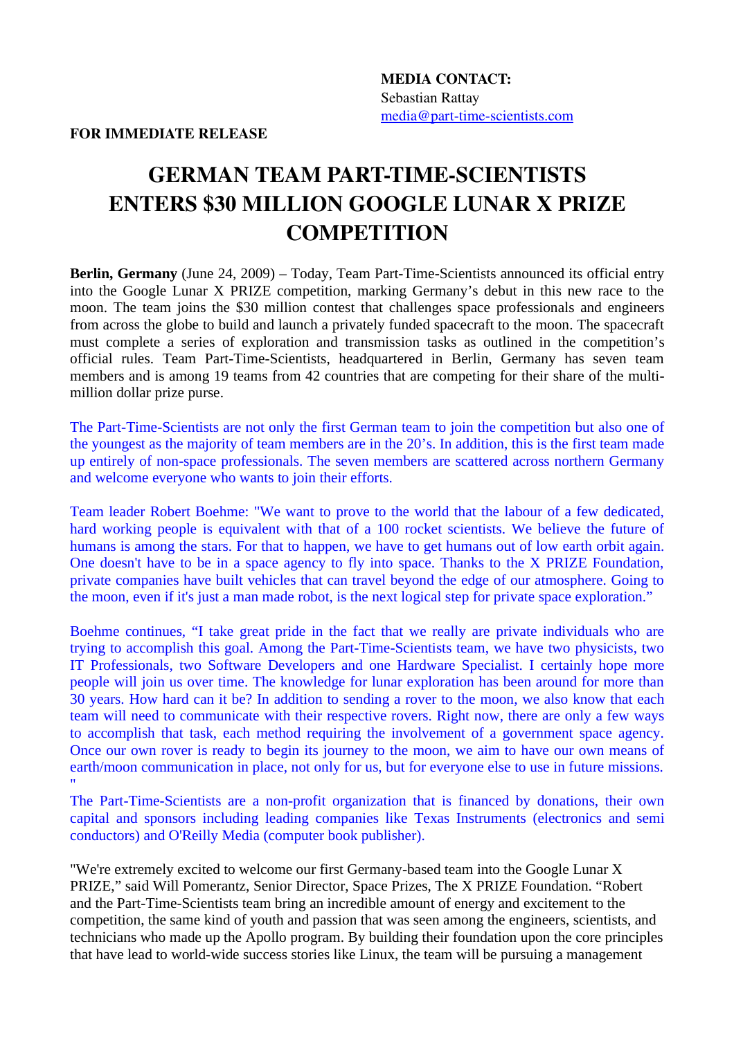**MEDIA CONTACT:**
Sebastian Rattay
media@part-time-scientists.com

**FOR IMMEDIATE RELEASE**

# GERMAN TEAM PART-TIME-SCIENTISTS ENTERS $30 MILLION GOOGLE LUNAR X PRIZE COMPETITION

**Berlin, Germany** (June 24, 2009) – Today, Team Part-Time-Scientists announced its official entry into the Google Lunar X PRIZE competition, marking Germany's debut in this new race to the moon. The team joins the $30 million contest that challenges space professionals and engineers from across the globe to build and launch a privately funded spacecraft to the moon. The spacecraft must complete a series of exploration and transmission tasks as outlined in the competition's official rules. Team Part-Time-Scientists, headquartered in Berlin, Germany has seven team members and is among 19 teams from 42 countries that are competing for their share of the multi-million dollar prize purse.

The Part-Time-Scientists are not only the first German team to join the competition but also one of the youngest as the majority of team members are in the 20's. In addition, this is the first team made up entirely of non-space professionals. The seven members are scattered across northern Germany and welcome everyone who wants to join their efforts.

Team leader Robert Boehme: "We want to prove to the world that the labour of a few dedicated, hard working people is equivalent with that of a 100 rocket scientists. We believe the future of humans is among the stars. For that to happen, we have to get humans out of low earth orbit again. One doesn't have to be in a space agency to fly into space. Thanks to the X PRIZE Foundation, private companies have built vehicles that can travel beyond the edge of our atmosphere. Going to the moon, even if it's just a man made robot, is the next logical step for private space exploration."

Boehme continues, "I take great pride in the fact that we really are private individuals who are trying to accomplish this goal. Among the Part-Time-Scientists team, we have two physicists, two IT Professionals, two Software Developers and one Hardware Specialist. I certainly hope more people will join us over time. The knowledge for lunar exploration has been around for more than 30 years. How hard can it be? In addition to sending a rover to the moon, we also know that each team will need to communicate with their respective rovers. Right now, there are only a few ways to accomplish that task, each method requiring the involvement of a government space agency. Once our own rover is ready to begin its journey to the moon, we aim to have our own means of earth/moon communication in place, not only for us, but for everyone else to use in future missions. "

The Part-Time-Scientists are a non-profit organization that is financed by donations, their own capital and sponsors including leading companies like Texas Instruments (electronics and semi conductors) and O'Reilly Media (computer book publisher).

"We're extremely excited to welcome our first Germany-based team into the Google Lunar X PRIZE," said Will Pomerantz, Senior Director, Space Prizes, The X PRIZE Foundation. "Robert and the Part-Time-Scientists team bring an incredible amount of energy and excitement to the competition, the same kind of youth and passion that was seen among the engineers, scientists, and technicians who made up the Apollo program. By building their foundation upon the core principles that have lead to world-wide success stories like Linux, the team will be pursuing a management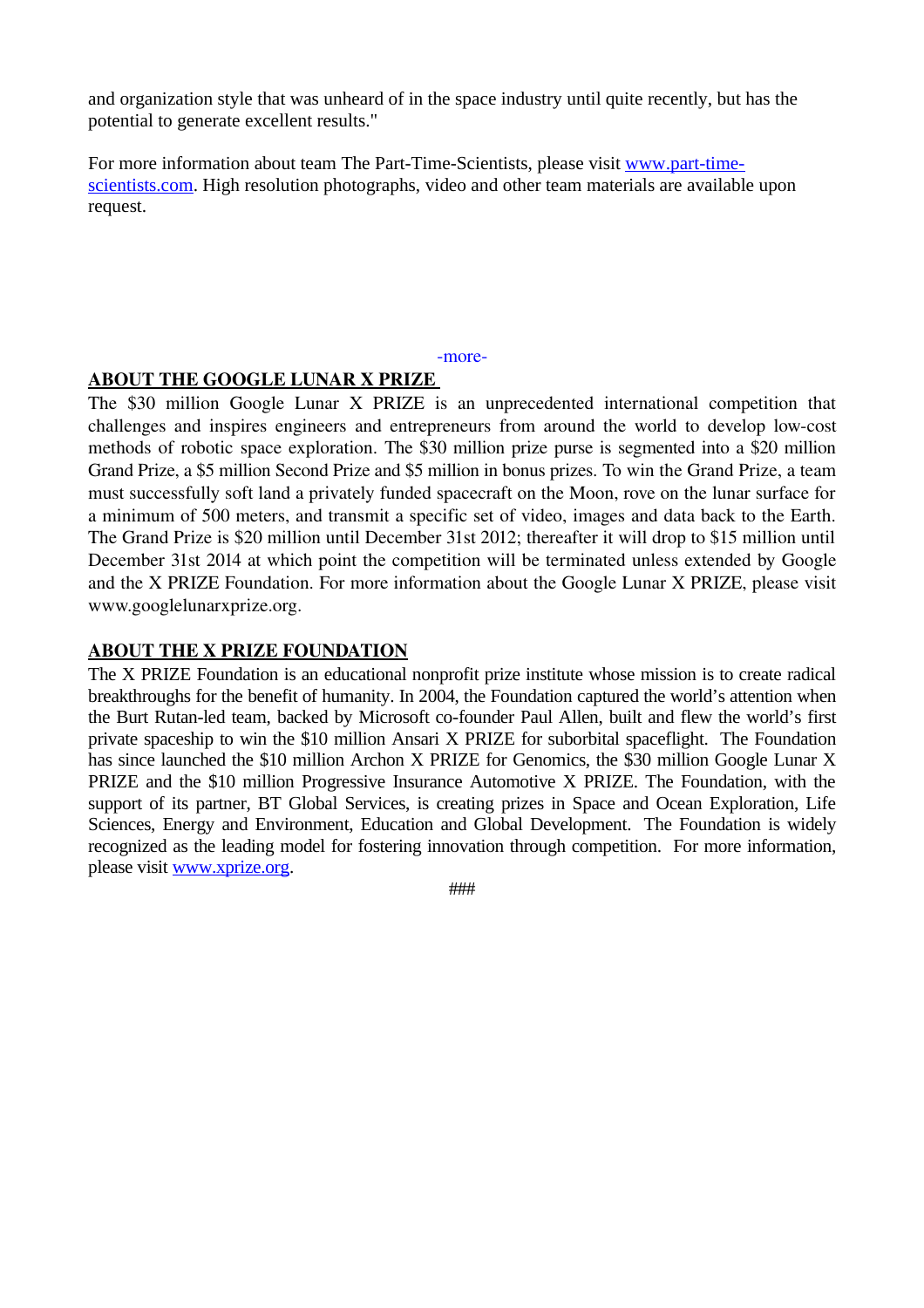and organization style that was unheard of in the space industry until quite recently, but has the potential to generate excellent results."

For more information about team The Part-Time-Scientists, please visit [www.part-time-scientists.com](www.part-time-scientists.com). High resolution photographs, video and other team materials are available upon request.

-more-

**ABOUT THE GOOGLE LUNAR X PRIZE**

The $30 million Google Lunar X PRIZE is an unprecedented international competition that challenges and inspires engineers and entrepreneurs from around the world to develop low-cost methods of robotic space exploration. The $30 million prize purse is segmented into a $20 million Grand Prize, a $5 million Second Prize and $5 million in bonus prizes. To win the Grand Prize, a team must successfully soft land a privately funded spacecraft on the Moon, rove on the lunar surface for a minimum of 500 meters, and transmit a specific set of video, images and data back to the Earth. The Grand Prize is $20 million until December 31st 2012; thereafter it will drop to $15 million until December 31st 2014 at which point the competition will be terminated unless extended by Google and the X PRIZE Foundation. For more information about the Google Lunar X PRIZE, please visit www.googlelunarxprize.org.

**ABOUT THE X PRIZE FOUNDATION**

The X PRIZE Foundation is an educational nonprofit prize institute whose mission is to create radical breakthroughs for the benefit of humanity. In 2004, the Foundation captured the world's attention when the Burt Rutan-led team, backed by Microsoft co-founder Paul Allen, built and flew the world's first private spaceship to win the $10 million Ansari X PRIZE for suborbital spaceflight. The Foundation has since launched the $10 million Archon X PRIZE for Genomics, the $30 million Google Lunar X PRIZE and the $10 million Progressive Insurance Automotive X PRIZE. The Foundation, with the support of its partner, BT Global Services, is creating prizes in Space and Ocean Exploration, Life Sciences, Energy and Environment, Education and Global Development. The Foundation is widely recognized as the leading model for fostering innovation through competition. For more information, please visit [www.xprize.org](www.xprize.org).

###